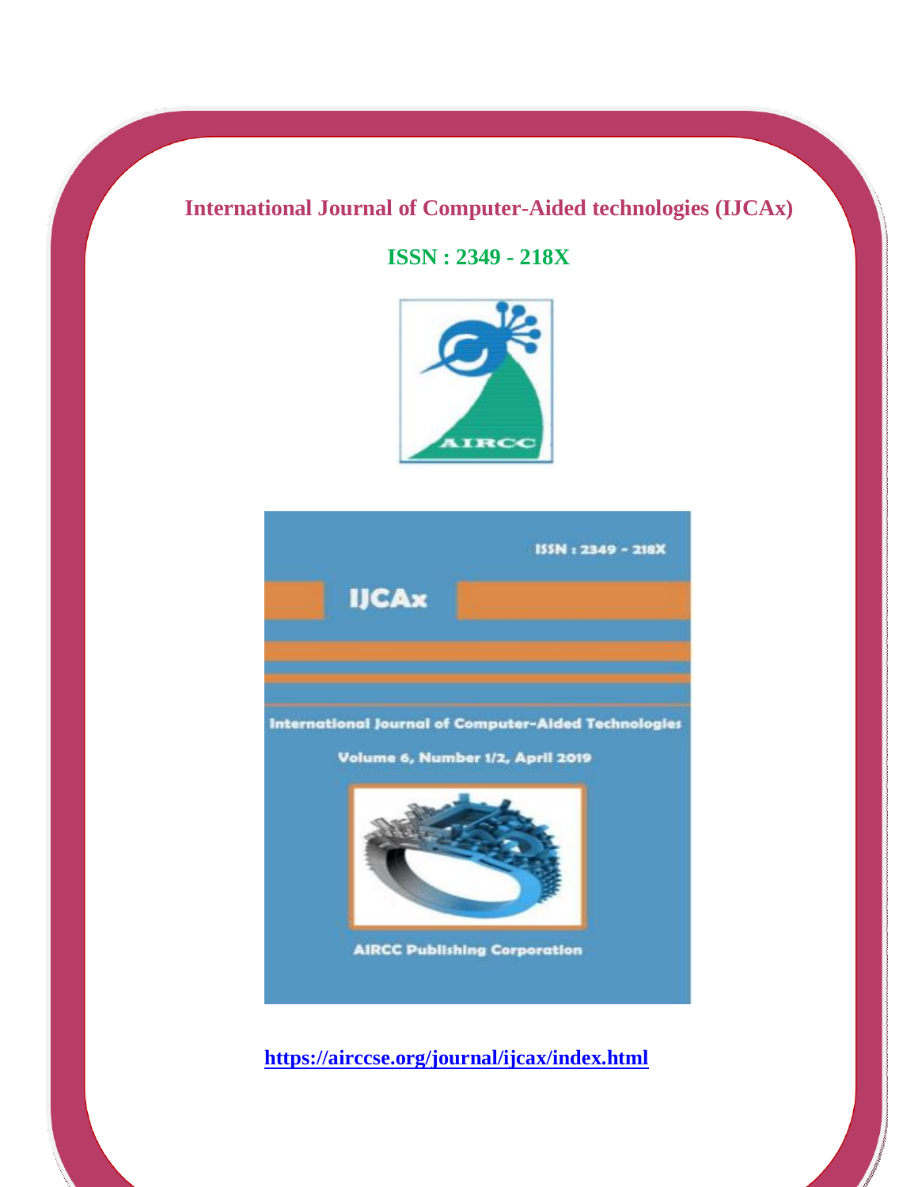**International Journal of Computer-Aided technologies (IJCAx)**

**ISSN : 2349 - 218X**

ISSN : 2349 - 218X

IJCAx

International Journal of Computer-Aided Technologies

Volume 6, Number 1/2, April 2019

AIRCC Publishing Corporation

**https://airccse.org/journal/ijcax/index.html**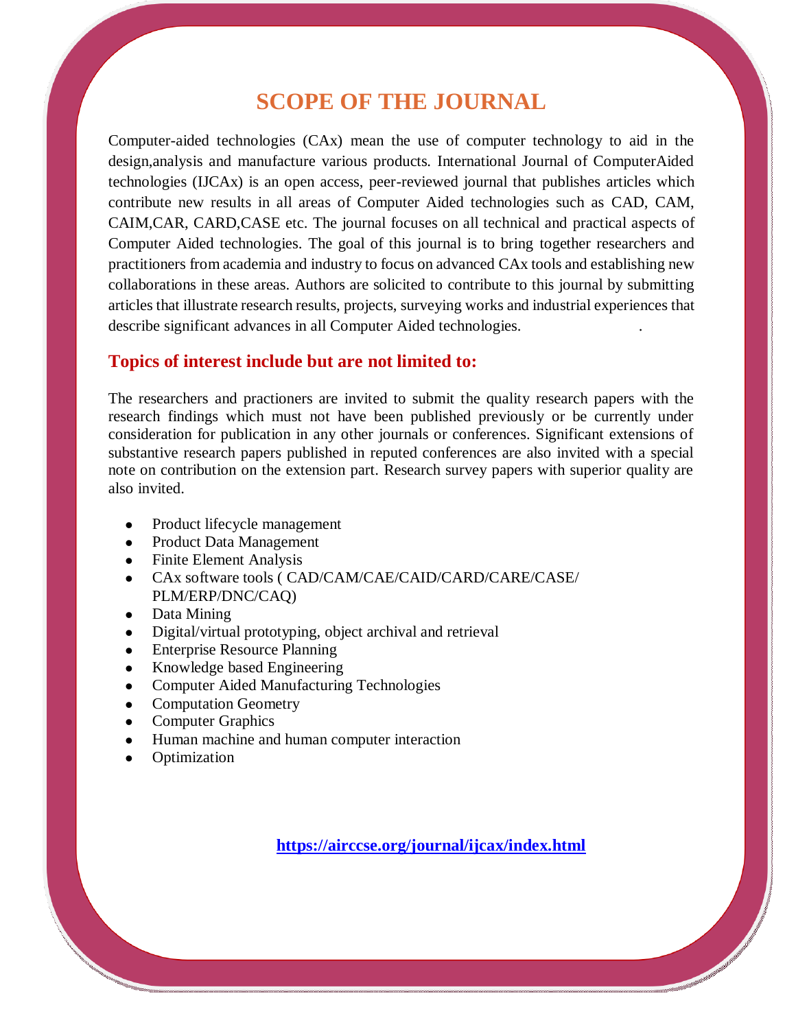# SCOPE OF THE JOURNAL

Computer-aided technologies (CAx) mean the use of computer technology to aid in the design,analysis and manufacture various products. International Journal of ComputerAided technologies (IJCAx) is an open access, peer-reviewed journal that publishes articles which contribute new results in all areas of Computer Aided technologies such as CAD, CAM, CAIM,CAR, CARD,CASE etc. The journal focuses on all technical and practical aspects of Computer Aided technologies. The goal of this journal is to bring together researchers and practitioners from academia and industry to focus on advanced CAx tools and establishing new collaborations in these areas. Authors are solicited to contribute to this journal by submitting articles that illustrate research results, projects, surveying works and industrial experiences that describe significant advances in all Computer Aided technologies.

## Topics of interest include but are not limited to:

The researchers and practioners are invited to submit the quality research papers with the research findings which must not have been published previously or be currently under consideration for publication in any other journals or conferences. Significant extensions of substantive research papers published in reputed conferences are also invited with a special note on contribution on the extension part. Research survey papers with superior quality are also invited.

- Product lifecycle management
- Product Data Management
- Finite Element Analysis
- CAx software tools ( CAD/CAM/CAE/CAID/CARD/CARE/CASE/ PLM/ERP/DNC/CAQ)
- Data Mining
- Digital/virtual prototyping, object archival and retrieval
- Enterprise Resource Planning
- Knowledge based Engineering
- Computer Aided Manufacturing Technologies
- Computation Geometry
- Computer Graphics
- Human machine and human computer interaction
- Optimization

**https://airccse.org/journal/ijcax/index.html**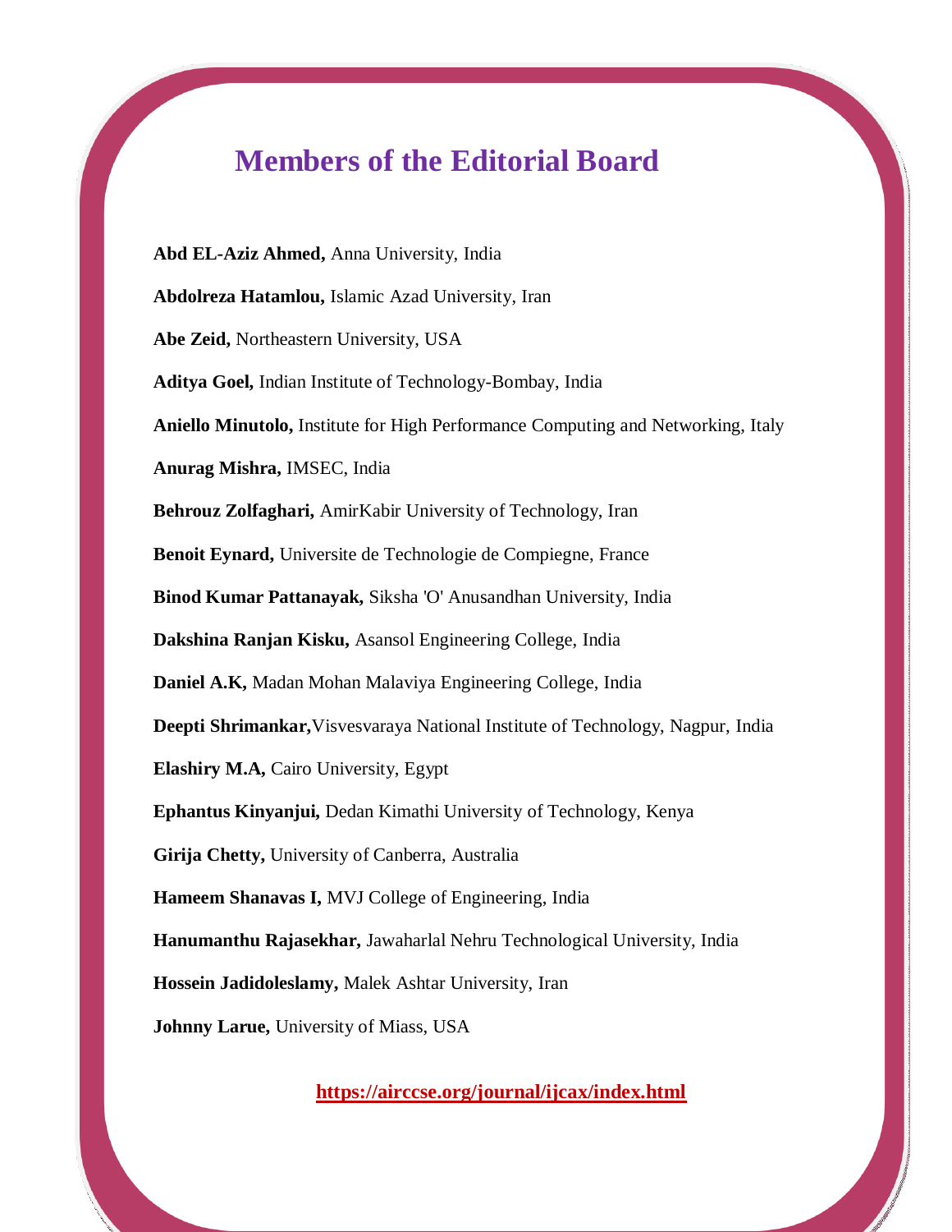# Members of the Editorial Board

**Abd EL-Aziz Ahmed,** Anna University, India

**Abdolreza Hatamlou,** Islamic Azad University, Iran

**Abe Zeid,** Northeastern University, USA

**Aditya Goel,** Indian Institute of Technology-Bombay, India

**Aniello Minutolo,** Institute for High Performance Computing and Networking, Italy

**Anurag Mishra,** IMSEC, India

**Behrouz Zolfaghari,** AmirKabir University of Technology, Iran

**Benoit Eynard,** Universite de Technologie de Compiegne, France

**Binod Kumar Pattanayak,** Siksha 'O' Anusandhan University, India

**Dakshina Ranjan Kisku,** Asansol Engineering College, India

**Daniel A.K,** Madan Mohan Malaviya Engineering College, India

**Deepti Shrimankar,**Visvesvaraya National Institute of Technology, Nagpur, India

**Elashiry M.A,** Cairo University, Egypt

**Ephantus Kinyanjui,** Dedan Kimathi University of Technology, Kenya

**Girija Chetty,** University of Canberra, Australia

**Hameem Shanavas I,** MVJ College of Engineering, India

**Hanumanthu Rajasekhar,** Jawaharlal Nehru Technological University, India

**Hossein Jadidoleslamy,** Malek Ashtar University, Iran

**Johnny Larue,** University of Miass, USA

**https://airccse.org/journal/ijcax/index.html**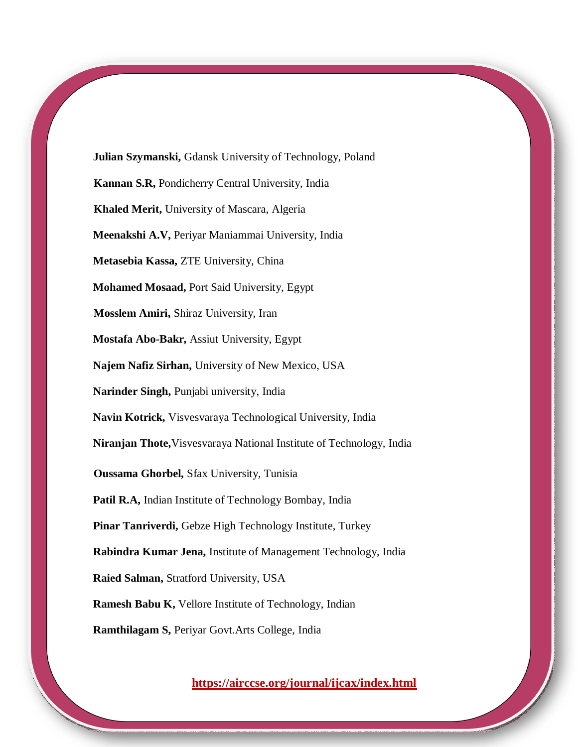**Julian Szymanski,** Gdansk University of Technology, Poland

**Kannan S.R,** Pondicherry Central University, India

**Khaled Merit,** University of Mascara, Algeria

**Meenakshi A.V,** Periyar Maniammai University, India

**Metasebia Kassa,** ZTE University, China

**Mohamed Mosaad,** Port Said University, Egypt

**Mosslem Amiri,** Shiraz University, Iran

**Mostafa Abo-Bakr,** Assiut University, Egypt

**Najem Nafiz Sirhan,** University of New Mexico, USA

**Narinder Singh,** Punjabi university, India

**Navin Kotrick,** Visvesvaraya Technological University, India

**Niranjan Thote,** Visvesvaraya National Institute of Technology, India

**Oussama Ghorbel,** Sfax University, Tunisia

**Patil R.A,** Indian Institute of Technology Bombay, India

**Pinar Tanriverdi,** Gebze High Technology Institute, Turkey

**Rabindra Kumar Jena,** Institute of Management Technology, India

**Raied Salman,** Stratford University, USA

**Ramesh Babu K,** Vellore Institute of Technology, Indian

**Ramthilagam S,** Periyar Govt.Arts College, India

**https://airccse.org/journal/ijcax/index.html**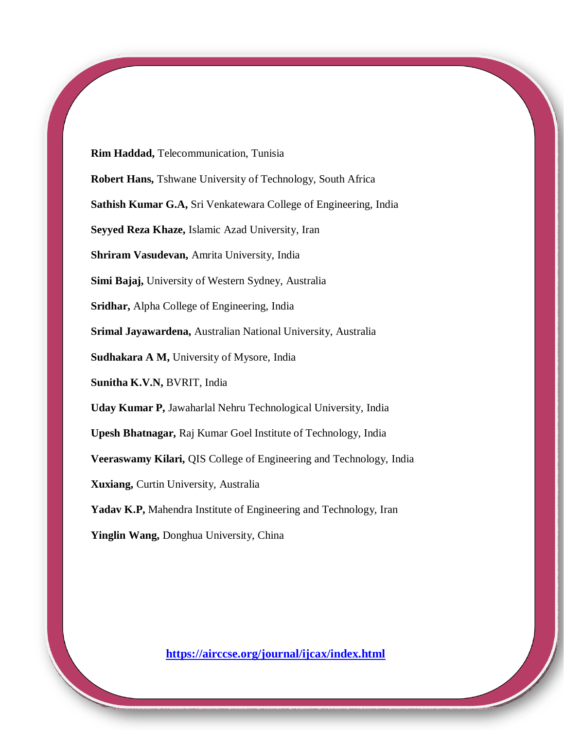**Rim Haddad,** Telecommunication, Tunisia

**Robert Hans,** Tshwane University of Technology, South Africa

**Sathish Kumar G.A,** Sri Venkatewara College of Engineering, India

**Seyyed Reza Khaze,** Islamic Azad University, Iran

**Shriram Vasudevan,** Amrita University, India

**Simi Bajaj,** University of Western Sydney, Australia

**Sridhar,** Alpha College of Engineering, India

**Srimal Jayawardena,** Australian National University, Australia

**Sudhakara A M,** University of Mysore, India

**Sunitha K.V.N,** BVRIT, India

**Uday Kumar P,** Jawaharlal Nehru Technological University, India

**Upesh Bhatnagar,** Raj Kumar Goel Institute of Technology, India

**Veeraswamy Kilari,** QIS College of Engineering and Technology, India

**Xuxiang,** Curtin University, Australia

**Yadav K.P,** Mahendra Institute of Engineering and Technology, Iran

**Yinglin Wang,** Donghua University, China

**https://airccse.org/journal/ijcax/index.html**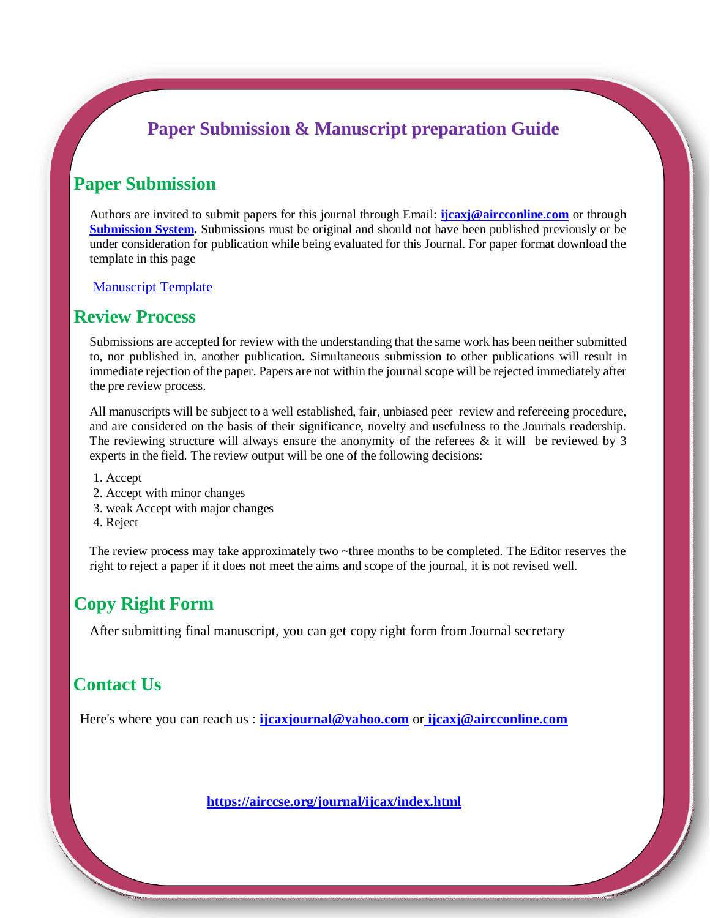# Paper Submission & Manuscript preparation Guide

## Paper Submission

Authors are invited to submit papers for this journal through Email: **ijcaxj@airccronline.com** or through **Submission System.** Submissions must be original and should not have been published previously or be under consideration for publication while being evaluated for this Journal. For paper format download the template in this page

Manuscript Template

## Review Process

Submissions are accepted for review with the understanding that the same work has been neither submitted to, nor published in, another publication. Simultaneous submission to other publications will result in immediate rejection of the paper. Papers are not within the journal scope will be rejected immediately after the pre review process.

All manuscripts will be subject to a well established, fair, unbiased peer review and refereeing procedure, and are considered on the basis of their significance, novelty and usefulness to the Journals readership. The reviewing structure will always ensure the anonymity of the referees & it will be reviewed by 3 experts in the field. The review output will be one of the following decisions:

1. Accept
2. Accept with minor changes
3. weak Accept with major changes
4. Reject

The review process may take approximately two ~three months to be completed. The Editor reserves the right to reject a paper if it does not meet the aims and scope of the journal, it is not revised well.

## Copy Right Form

After submitting final manuscript, you can get copy right form from Journal secretary

## Contact Us

Here's where you can reach us : **ijcaxjournal@yahoo.com** or **ijcaxj@airccronline.com**

**https://airccse.org/journal/ijcax/index.html**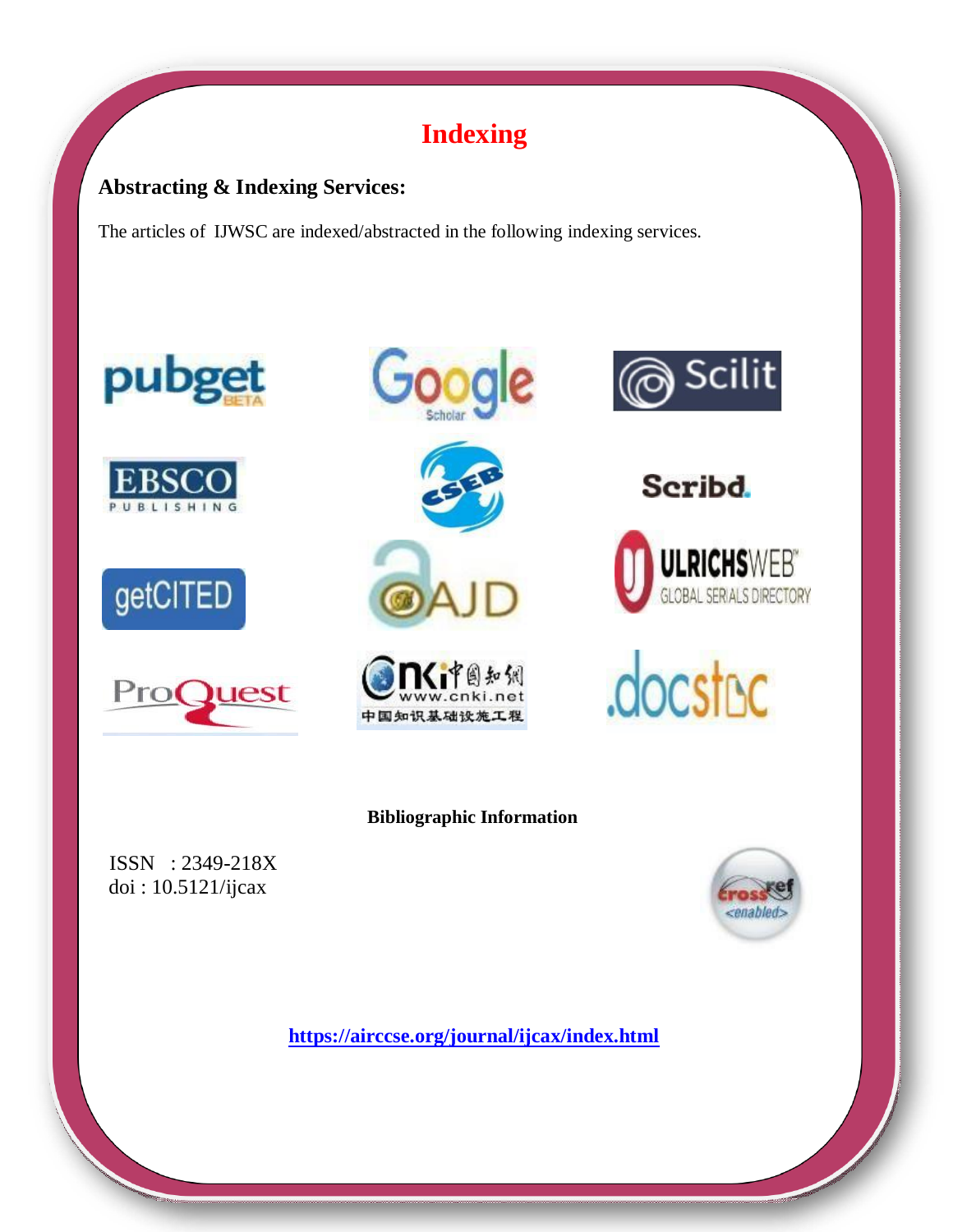# Indexing

**Abstracting & Indexing Services:**

The articles of IJWSC are indexed/abstracted in the following indexing services.

**Bibliographic Information**

ISSN : 2349-218X
doi : 10.5121/ijcax

**https://airccse.org/journal/ijcax/index.html**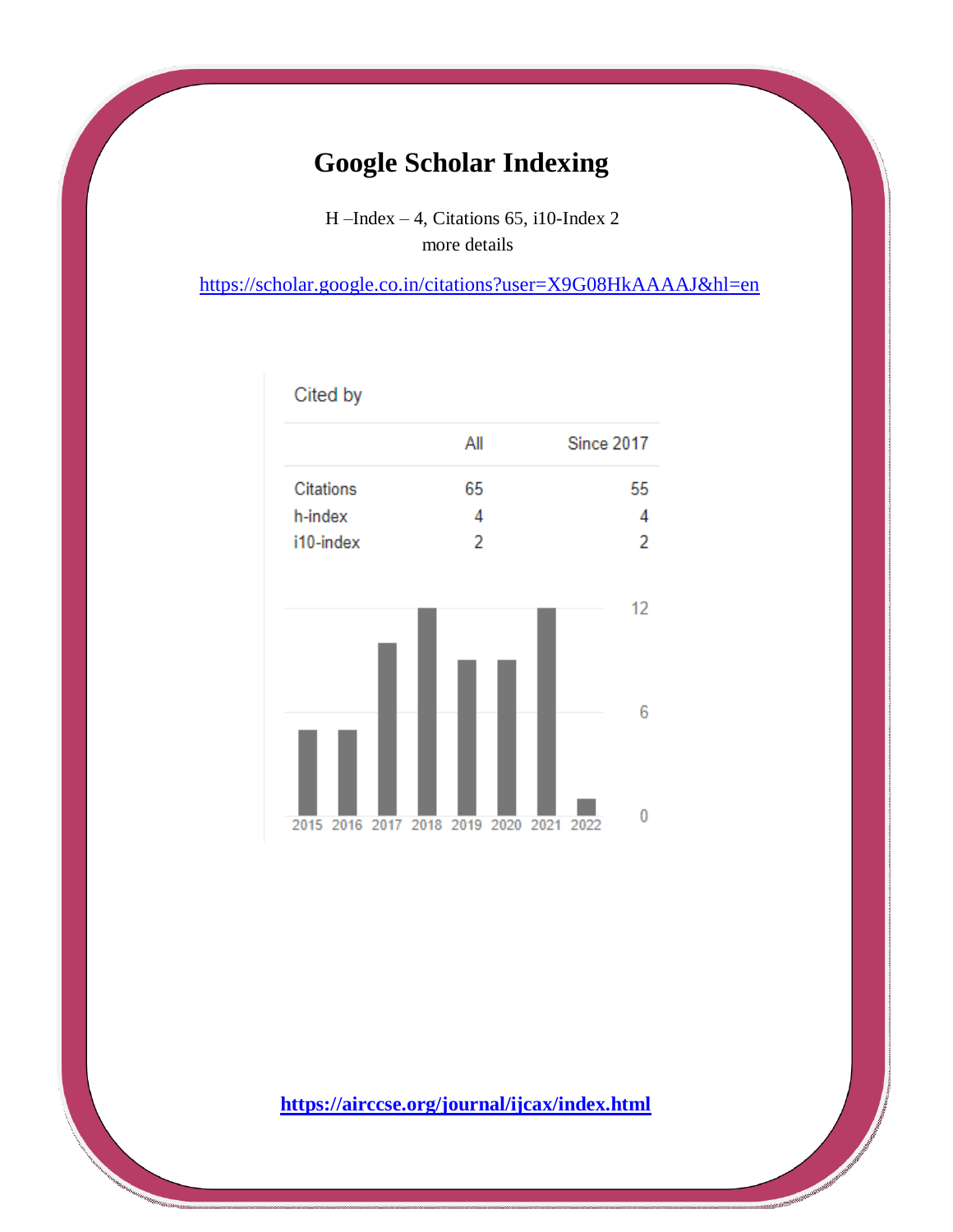# Google Scholar Indexing

H –Index – 4, Citations 65, i10-Index 2
more details

https://scholar.google.co.in/citations?user=X9G08HkAAAAJ&hl=en

Cited by

| | All | Since 2017 |
|---|---|---|
| Citations | 65 | 55 |
| h-index | 4 | 4 |
| i10-index | 2 | 2 |

12

6

0

2015 2016 2017 2018 2019 2020 2021 2022

**https://airccse.org/journal/ijcax/index.html**